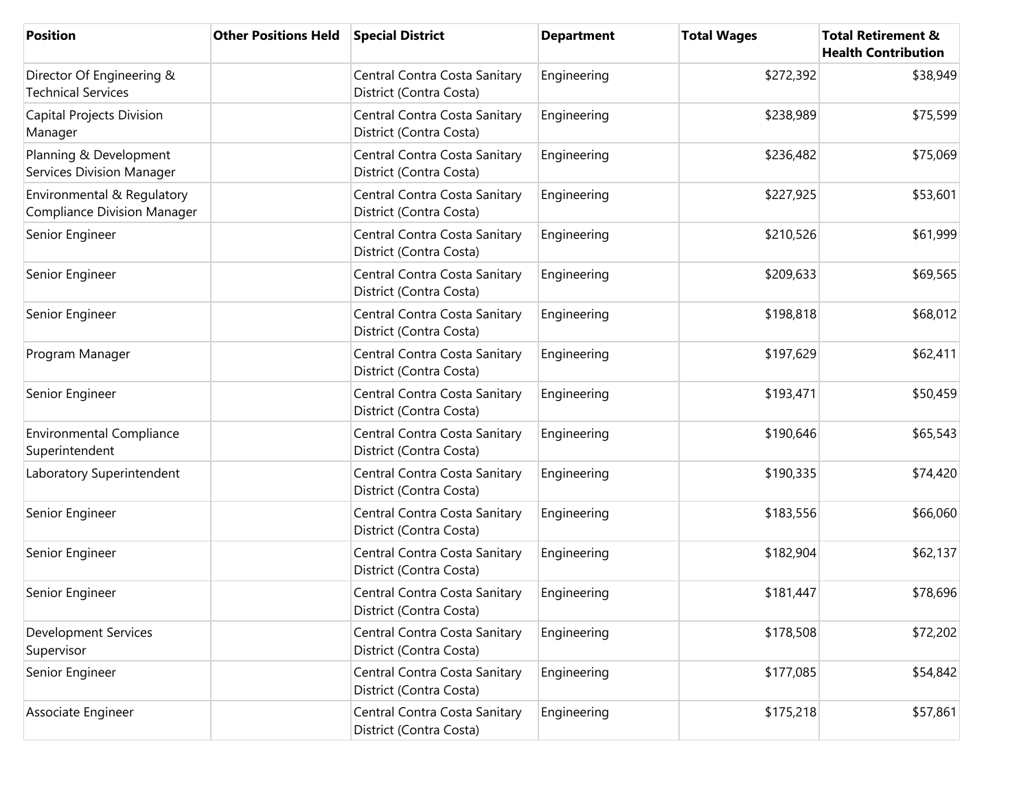| Position | Other Positions Held | Special District | Department | Total Wages | Total Retirement & Health Contribution |
|---|---|---|---|---|---|
| Director Of Engineering & Technical Services | | Central Contra Costa Sanitary District (Contra Costa) | Engineering | $272,392 | $38,949 |
| Capital Projects Division Manager | | Central Contra Costa Sanitary District (Contra Costa) | Engineering | $238,989 | $75,599 |
| Planning & Development Services Division Manager | | Central Contra Costa Sanitary District (Contra Costa) | Engineering | $236,482 | $75,069 |
| Environmental & Regulatory Compliance Division Manager | | Central Contra Costa Sanitary District (Contra Costa) | Engineering | $227,925 | $53,601 |
| Senior Engineer | | Central Contra Costa Sanitary District (Contra Costa) | Engineering | $210,526 | $61,999 |
| Senior Engineer | | Central Contra Costa Sanitary District (Contra Costa) | Engineering | $209,633 | $69,565 |
| Senior Engineer | | Central Contra Costa Sanitary District (Contra Costa) | Engineering | $198,818 | $68,012 |
| Program Manager | | Central Contra Costa Sanitary District (Contra Costa) | Engineering | $197,629 | $62,411 |
| Senior Engineer | | Central Contra Costa Sanitary District (Contra Costa) | Engineering | $193,471 | $50,459 |
| Environmental Compliance Superintendent | | Central Contra Costa Sanitary District (Contra Costa) | Engineering | $190,646 | $65,543 |
| Laboratory Superintendent | | Central Contra Costa Sanitary District (Contra Costa) | Engineering | $190,335 | $74,420 |
| Senior Engineer | | Central Contra Costa Sanitary District (Contra Costa) | Engineering | $183,556 | $66,060 |
| Senior Engineer | | Central Contra Costa Sanitary District (Contra Costa) | Engineering | $182,904 | $62,137 |
| Senior Engineer | | Central Contra Costa Sanitary District (Contra Costa) | Engineering | $181,447 | $78,696 |
| Development Services Supervisor | | Central Contra Costa Sanitary District (Contra Costa) | Engineering | $178,508 | $72,202 |
| Senior Engineer | | Central Contra Costa Sanitary District (Contra Costa) | Engineering | $177,085 | $54,842 |
| Associate Engineer | | Central Contra Costa Sanitary District (Contra Costa) | Engineering | $175,218 | $57,861 |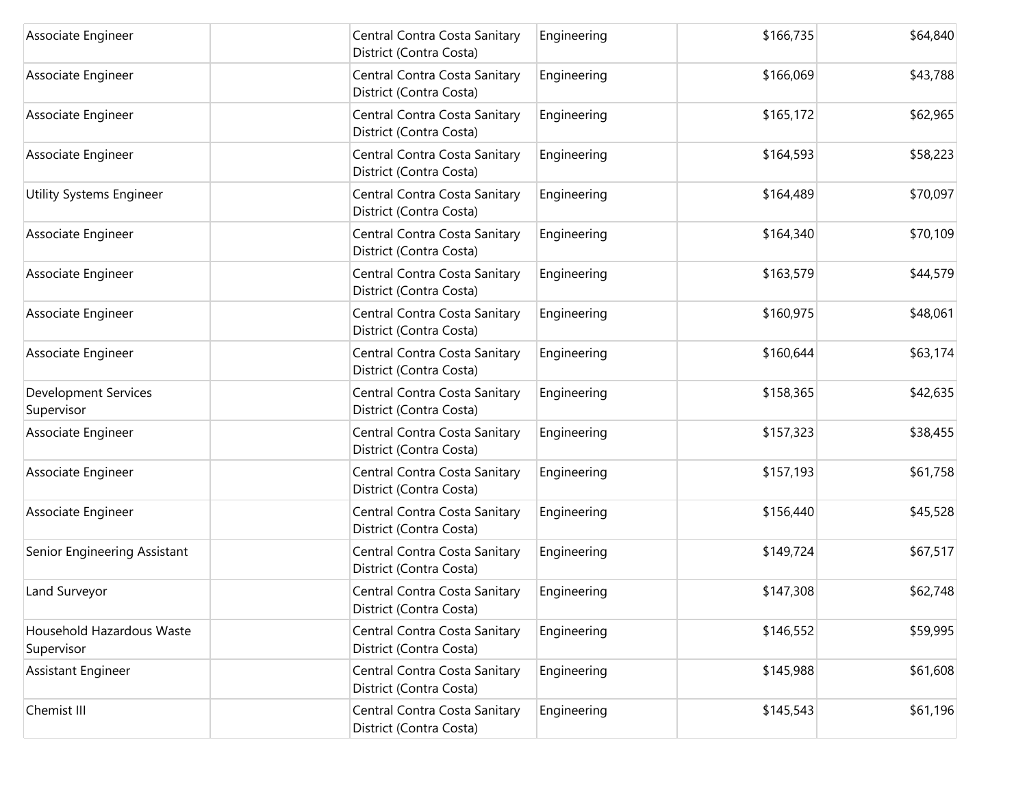| | | | | | |
|---|---|---|---|---|---|
| Associate Engineer | | Central Contra Costa Sanitary District (Contra Costa) | Engineering | $166,735 | $64,840 |
| Associate Engineer | | Central Contra Costa Sanitary District (Contra Costa) | Engineering | $166,069 | $43,788 |
| Associate Engineer | | Central Contra Costa Sanitary District (Contra Costa) | Engineering | $165,172 | $62,965 |
| Associate Engineer | | Central Contra Costa Sanitary District (Contra Costa) | Engineering | $164,593 | $58,223 |
| Utility Systems Engineer | | Central Contra Costa Sanitary District (Contra Costa) | Engineering | $164,489 | $70,097 |
| Associate Engineer | | Central Contra Costa Sanitary District (Contra Costa) | Engineering | $164,340 | $70,109 |
| Associate Engineer | | Central Contra Costa Sanitary District (Contra Costa) | Engineering | $163,579 | $44,579 |
| Associate Engineer | | Central Contra Costa Sanitary District (Contra Costa) | Engineering | $160,975 | $48,061 |
| Associate Engineer | | Central Contra Costa Sanitary District (Contra Costa) | Engineering | $160,644 | $63,174 |
| Development Services Supervisor | | Central Contra Costa Sanitary District (Contra Costa) | Engineering | $158,365 | $42,635 |
| Associate Engineer | | Central Contra Costa Sanitary District (Contra Costa) | Engineering | $157,323 | $38,455 |
| Associate Engineer | | Central Contra Costa Sanitary District (Contra Costa) | Engineering | $157,193 | $61,758 |
| Associate Engineer | | Central Contra Costa Sanitary District (Contra Costa) | Engineering | $156,440 | $45,528 |
| Senior Engineering Assistant | | Central Contra Costa Sanitary District (Contra Costa) | Engineering | $149,724 | $67,517 |
| Land Surveyor | | Central Contra Costa Sanitary District (Contra Costa) | Engineering | $147,308 | $62,748 |
| Household Hazardous Waste Supervisor | | Central Contra Costa Sanitary District (Contra Costa) | Engineering | $146,552 | $59,995 |
| Assistant Engineer | | Central Contra Costa Sanitary District (Contra Costa) | Engineering | $145,988 | $61,608 |
| Chemist III | | Central Contra Costa Sanitary District (Contra Costa) | Engineering | $145,543 | $61,196 |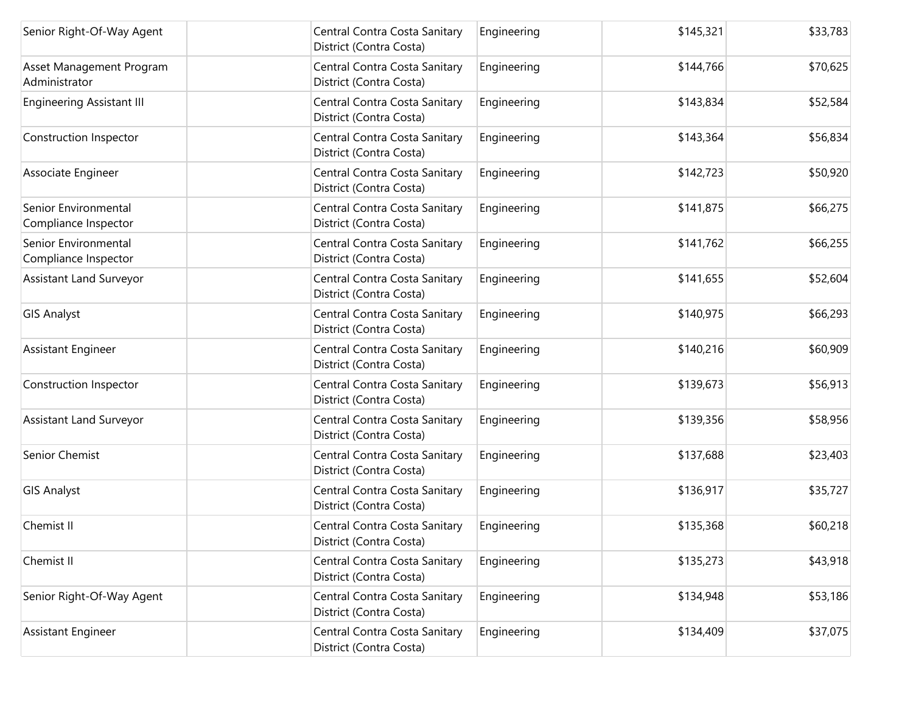| | | | | | |
|---|---|---|---|---|---|
| Senior Right-Of-Way Agent | | Central Contra Costa Sanitary District (Contra Costa) | Engineering | $145,321 | $33,783 |
| Asset Management Program Administrator | | Central Contra Costa Sanitary District (Contra Costa) | Engineering | $144,766 | $70,625 |
| Engineering Assistant III | | Central Contra Costa Sanitary District (Contra Costa) | Engineering | $143,834 | $52,584 |
| Construction Inspector | | Central Contra Costa Sanitary District (Contra Costa) | Engineering | $143,364 | $56,834 |
| Associate Engineer | | Central Contra Costa Sanitary District (Contra Costa) | Engineering | $142,723 | $50,920 |
| Senior Environmental Compliance Inspector | | Central Contra Costa Sanitary District (Contra Costa) | Engineering | $141,875 | $66,275 |
| Senior Environmental Compliance Inspector | | Central Contra Costa Sanitary District (Contra Costa) | Engineering | $141,762 | $66,255 |
| Assistant Land Surveyor | | Central Contra Costa Sanitary District (Contra Costa) | Engineering | $141,655 | $52,604 |
| GIS Analyst | | Central Contra Costa Sanitary District (Contra Costa) | Engineering | $140,975 | $66,293 |
| Assistant Engineer | | Central Contra Costa Sanitary District (Contra Costa) | Engineering | $140,216 | $60,909 |
| Construction Inspector | | Central Contra Costa Sanitary District (Contra Costa) | Engineering | $139,673 | $56,913 |
| Assistant Land Surveyor | | Central Contra Costa Sanitary District (Contra Costa) | Engineering | $139,356 | $58,956 |
| Senior Chemist | | Central Contra Costa Sanitary District (Contra Costa) | Engineering | $137,688 | $23,403 |
| GIS Analyst | | Central Contra Costa Sanitary District (Contra Costa) | Engineering | $136,917 | $35,727 |
| Chemist II | | Central Contra Costa Sanitary District (Contra Costa) | Engineering | $135,368 | $60,218 |
| Chemist II | | Central Contra Costa Sanitary District (Contra Costa) | Engineering | $135,273 | $43,918 |
| Senior Right-Of-Way Agent | | Central Contra Costa Sanitary District (Contra Costa) | Engineering | $134,948 | $53,186 |
| Assistant Engineer | | Central Contra Costa Sanitary District (Contra Costa) | Engineering | $134,409 | $37,075 |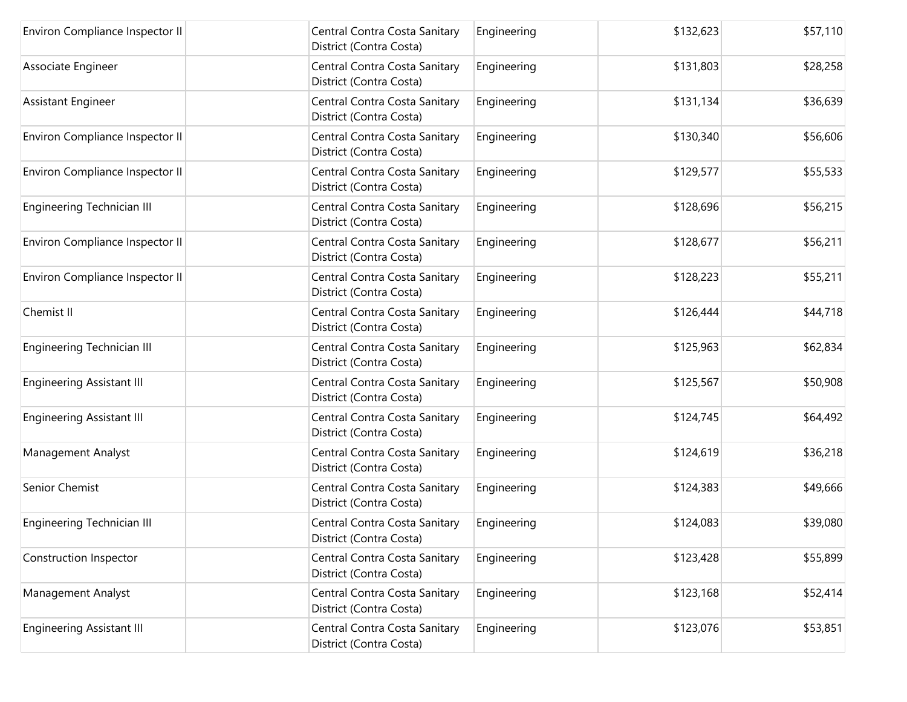| | | | | | |
|---|---|---|---|---|---|
| Environ Compliance Inspector II | | Central Contra Costa Sanitary District (Contra Costa) | Engineering | $132,623 | $57,110 |
| Associate Engineer | | Central Contra Costa Sanitary District (Contra Costa) | Engineering | $131,803 | $28,258 |
| Assistant Engineer | | Central Contra Costa Sanitary District (Contra Costa) | Engineering | $131,134 | $36,639 |
| Environ Compliance Inspector II | | Central Contra Costa Sanitary District (Contra Costa) | Engineering | $130,340 | $56,606 |
| Environ Compliance Inspector II | | Central Contra Costa Sanitary District (Contra Costa) | Engineering | $129,577 | $55,533 |
| Engineering Technician III | | Central Contra Costa Sanitary District (Contra Costa) | Engineering | $128,696 | $56,215 |
| Environ Compliance Inspector II | | Central Contra Costa Sanitary District (Contra Costa) | Engineering | $128,677 | $56,211 |
| Environ Compliance Inspector II | | Central Contra Costa Sanitary District (Contra Costa) | Engineering | $128,223 | $55,211 |
| Chemist II | | Central Contra Costa Sanitary District (Contra Costa) | Engineering | $126,444 | $44,718 |
| Engineering Technician III | | Central Contra Costa Sanitary District (Contra Costa) | Engineering | $125,963 | $62,834 |
| Engineering Assistant III | | Central Contra Costa Sanitary District (Contra Costa) | Engineering | $125,567 | $50,908 |
| Engineering Assistant III | | Central Contra Costa Sanitary District (Contra Costa) | Engineering | $124,745 | $64,492 |
| Management Analyst | | Central Contra Costa Sanitary District (Contra Costa) | Engineering | $124,619 | $36,218 |
| Senior Chemist | | Central Contra Costa Sanitary District (Contra Costa) | Engineering | $124,383 | $49,666 |
| Engineering Technician III | | Central Contra Costa Sanitary District (Contra Costa) | Engineering | $124,083 | $39,080 |
| Construction Inspector | | Central Contra Costa Sanitary District (Contra Costa) | Engineering | $123,428 | $55,899 |
| Management Analyst | | Central Contra Costa Sanitary District (Contra Costa) | Engineering | $123,168 | $52,414 |
| Engineering Assistant III | | Central Contra Costa Sanitary District (Contra Costa) | Engineering | $123,076 | $53,851 |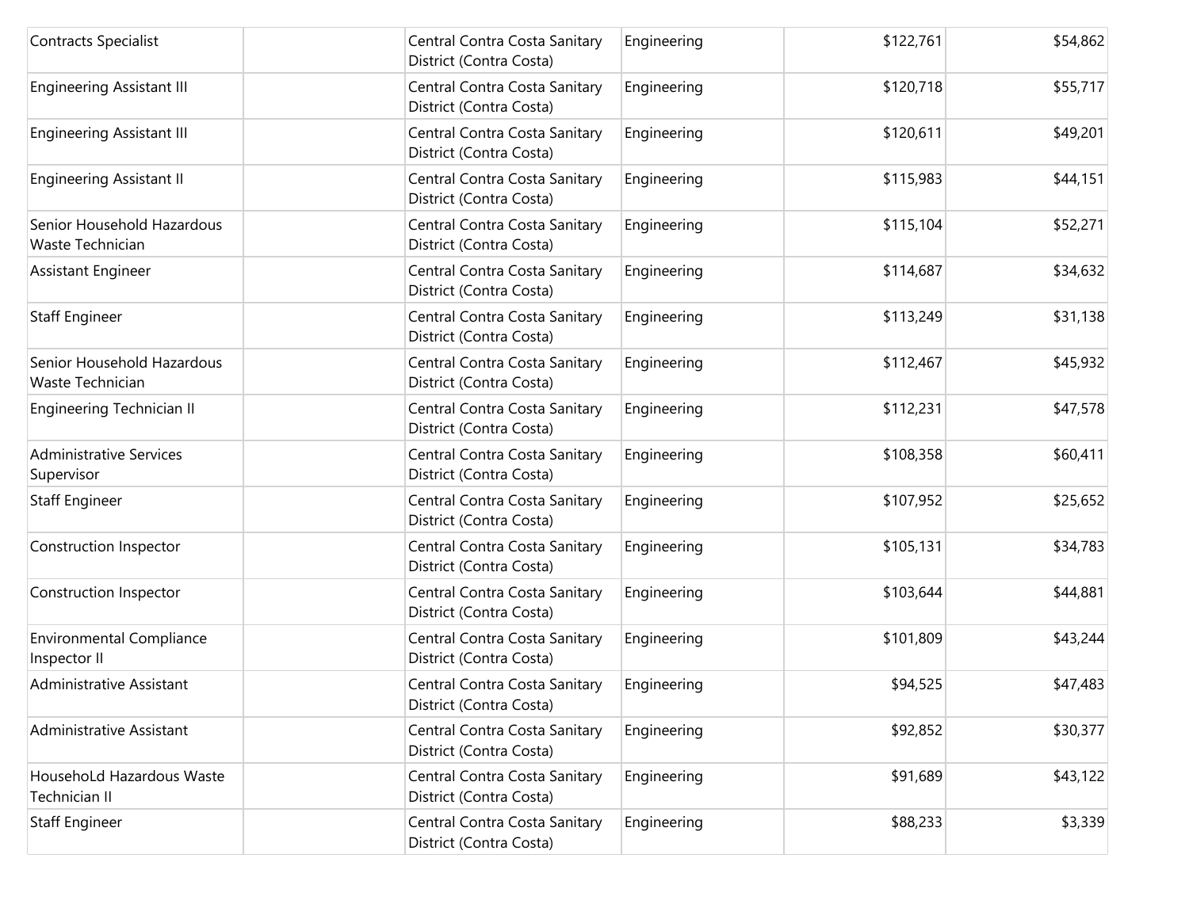| | | | | | |
|---|---|---|---|---|---|
| Contracts Specialist | | Central Contra Costa Sanitary District (Contra Costa) | Engineering | $122,761 | $54,862 |
| Engineering Assistant III | | Central Contra Costa Sanitary District (Contra Costa) | Engineering | $120,718 | $55,717 |
| Engineering Assistant III | | Central Contra Costa Sanitary District (Contra Costa) | Engineering | $120,611 | $49,201 |
| Engineering Assistant II | | Central Contra Costa Sanitary District (Contra Costa) | Engineering | $115,983 | $44,151 |
| Senior Household Hazardous Waste Technician | | Central Contra Costa Sanitary District (Contra Costa) | Engineering | $115,104 | $52,271 |
| Assistant Engineer | | Central Contra Costa Sanitary District (Contra Costa) | Engineering | $114,687 | $34,632 |
| Staff Engineer | | Central Contra Costa Sanitary District (Contra Costa) | Engineering | $113,249 | $31,138 |
| Senior Household Hazardous Waste Technician | | Central Contra Costa Sanitary District (Contra Costa) | Engineering | $112,467 | $45,932 |
| Engineering Technician II | | Central Contra Costa Sanitary District (Contra Costa) | Engineering | $112,231 | $47,578 |
| Administrative Services Supervisor | | Central Contra Costa Sanitary District (Contra Costa) | Engineering | $108,358 | $60,411 |
| Staff Engineer | | Central Contra Costa Sanitary District (Contra Costa) | Engineering | $107,952 | $25,652 |
| Construction Inspector | | Central Contra Costa Sanitary District (Contra Costa) | Engineering | $105,131 | $34,783 |
| Construction Inspector | | Central Contra Costa Sanitary District (Contra Costa) | Engineering | $103,644 | $44,881 |
| Environmental Compliance Inspector II | | Central Contra Costa Sanitary District (Contra Costa) | Engineering | $101,809 | $43,244 |
| Administrative Assistant | | Central Contra Costa Sanitary District (Contra Costa) | Engineering | $94,525 | $47,483 |
| Administrative Assistant | | Central Contra Costa Sanitary District (Contra Costa) | Engineering | $92,852 | $30,377 |
| HousehoLd Hazardous Waste Technician II | | Central Contra Costa Sanitary District (Contra Costa) | Engineering | $91,689 | $43,122 |
| Staff Engineer | | Central Contra Costa Sanitary District (Contra Costa) | Engineering | $88,233 | $3,339 |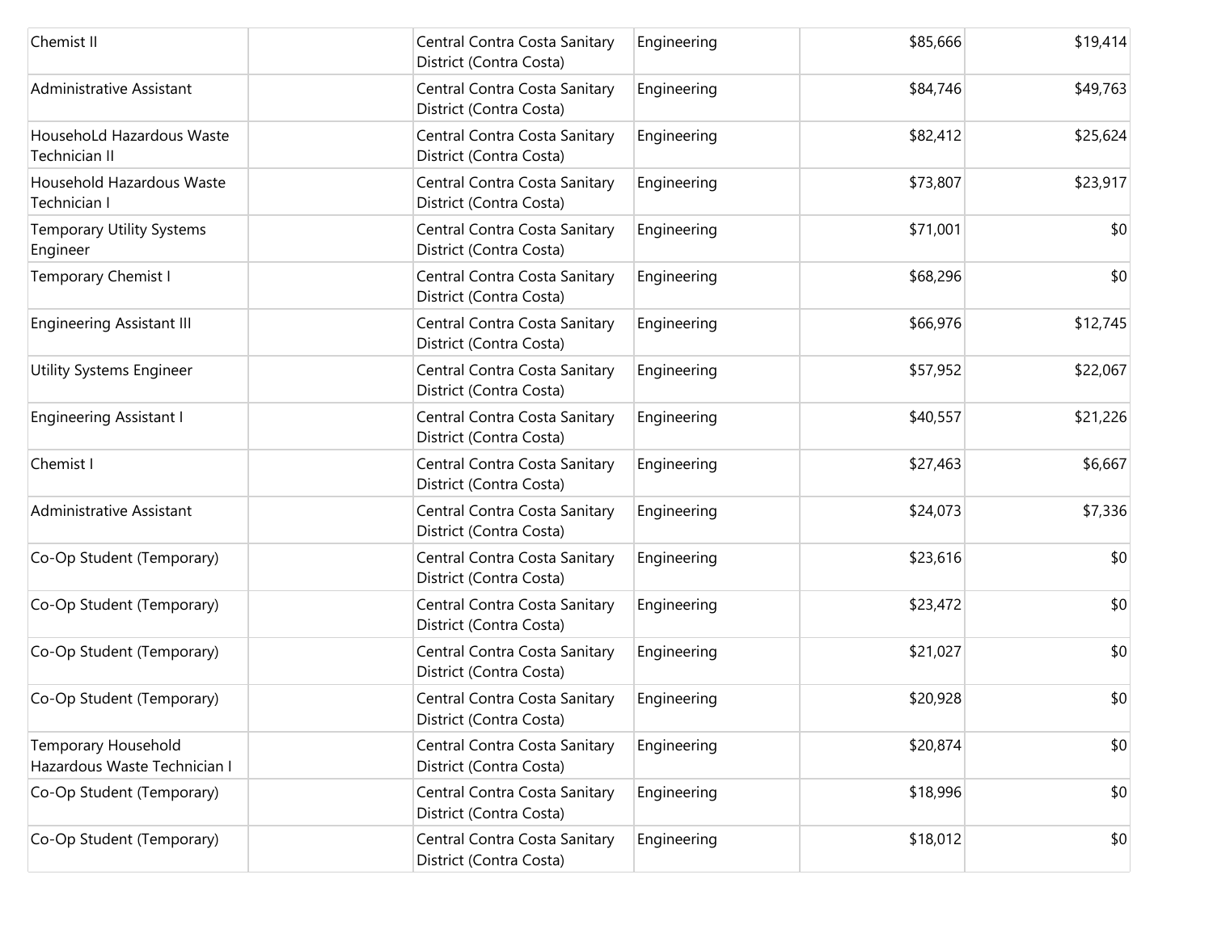| | | | | | |
|---|---|---|---|---|---|
| Chemist II | | Central Contra Costa Sanitary District (Contra Costa) | Engineering | $85,666 | $19,414 |
| Administrative Assistant | | Central Contra Costa Sanitary District (Contra Costa) | Engineering | $84,746 | $49,763 |
| HouseHoLd Hazardous Waste Technician II | | Central Contra Costa Sanitary District (Contra Costa) | Engineering | $82,412 | $25,624 |
| Household Hazardous Waste Technician I | | Central Contra Costa Sanitary District (Contra Costa) | Engineering | $73,807 | $23,917 |
| Temporary Utility Systems Engineer | | Central Contra Costa Sanitary District (Contra Costa) | Engineering | $71,001 | $0 |
| Temporary Chemist I | | Central Contra Costa Sanitary District (Contra Costa) | Engineering | $68,296 | $0 |
| Engineering Assistant III | | Central Contra Costa Sanitary District (Contra Costa) | Engineering | $66,976 | $12,745 |
| Utility Systems Engineer | | Central Contra Costa Sanitary District (Contra Costa) | Engineering | $57,952 | $22,067 |
| Engineering Assistant I | | Central Contra Costa Sanitary District (Contra Costa) | Engineering | $40,557 | $21,226 |
| Chemist I | | Central Contra Costa Sanitary District (Contra Costa) | Engineering | $27,463 | $6,667 |
| Administrative Assistant | | Central Contra Costa Sanitary District (Contra Costa) | Engineering | $24,073 | $7,336 |
| Co-Op Student (Temporary) | | Central Contra Costa Sanitary District (Contra Costa) | Engineering | $23,616 | $0 |
| Co-Op Student (Temporary) | | Central Contra Costa Sanitary District (Contra Costa) | Engineering | $23,472 | $0 |
| Co-Op Student (Temporary) | | Central Contra Costa Sanitary District (Contra Costa) | Engineering | $21,027 | $0 |
| Co-Op Student (Temporary) | | Central Contra Costa Sanitary District (Contra Costa) | Engineering | $20,928 | $0 |
| Temporary Household Hazardous Waste Technician I | | Central Contra Costa Sanitary District (Contra Costa) | Engineering | $20,874 | $0 |
| Co-Op Student (Temporary) | | Central Contra Costa Sanitary District (Contra Costa) | Engineering | $18,996 | $0 |
| Co-Op Student (Temporary) | | Central Contra Costa Sanitary District (Contra Costa) | Engineering | $18,012 | $0 |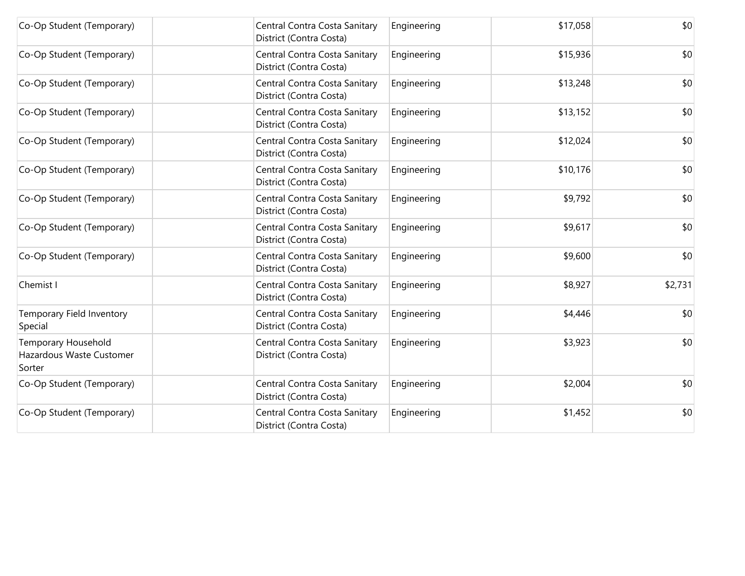| | | | | | |
|---|---|---|---|---|---|
| Co-Op Student (Temporary) | | Central Contra Costa Sanitary District (Contra Costa) | Engineering | $17,058 | $0 |
| Co-Op Student (Temporary) | | Central Contra Costa Sanitary District (Contra Costa) | Engineering | $15,936 | $0 |
| Co-Op Student (Temporary) | | Central Contra Costa Sanitary District (Contra Costa) | Engineering | $13,248 | $0 |
| Co-Op Student (Temporary) | | Central Contra Costa Sanitary District (Contra Costa) | Engineering | $13,152 | $0 |
| Co-Op Student (Temporary) | | Central Contra Costa Sanitary District (Contra Costa) | Engineering | $12,024 | $0 |
| Co-Op Student (Temporary) | | Central Contra Costa Sanitary District (Contra Costa) | Engineering | $10,176 | $0 |
| Co-Op Student (Temporary) | | Central Contra Costa Sanitary District (Contra Costa) | Engineering | $9,792 | $0 |
| Co-Op Student (Temporary) | | Central Contra Costa Sanitary District (Contra Costa) | Engineering | $9,617 | $0 |
| Co-Op Student (Temporary) | | Central Contra Costa Sanitary District (Contra Costa) | Engineering | $9,600 | $0 |
| Chemist I | | Central Contra Costa Sanitary District (Contra Costa) | Engineering | $8,927 | $2,731 |
| Temporary Field Inventory Special | | Central Contra Costa Sanitary District (Contra Costa) | Engineering | $4,446 | $0 |
| Temporary Household Hazardous Waste Customer Sorter | | Central Contra Costa Sanitary District (Contra Costa) | Engineering | $3,923 | $0 |
| Co-Op Student (Temporary) | | Central Contra Costa Sanitary District (Contra Costa) | Engineering | $2,004 | $0 |
| Co-Op Student (Temporary) | | Central Contra Costa Sanitary District (Contra Costa) | Engineering | $1,452 | $0 |